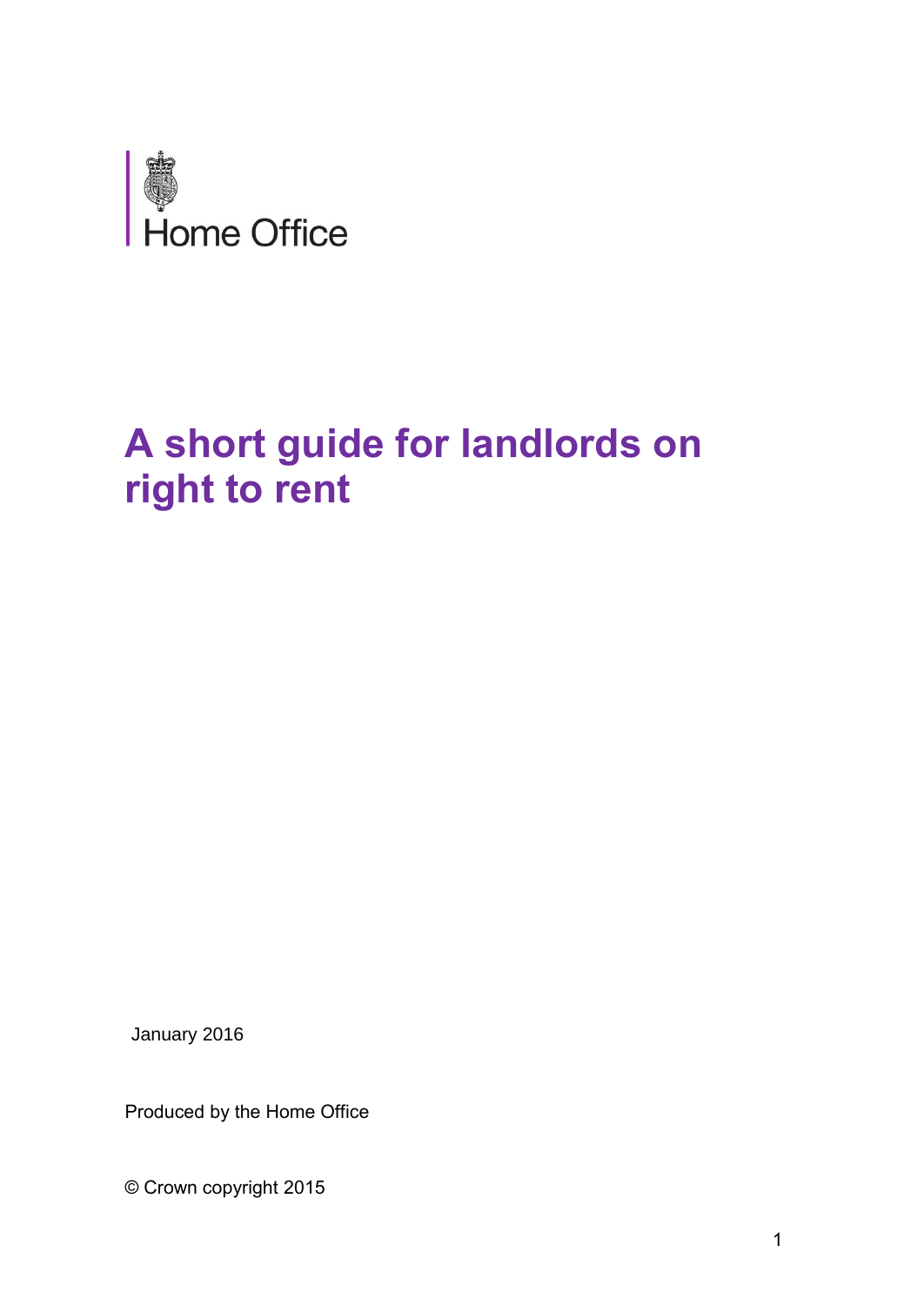Home Office

# A short guide for landlords on right to rent

January 2016

Produced by the Home Office

© Crown copyright 2015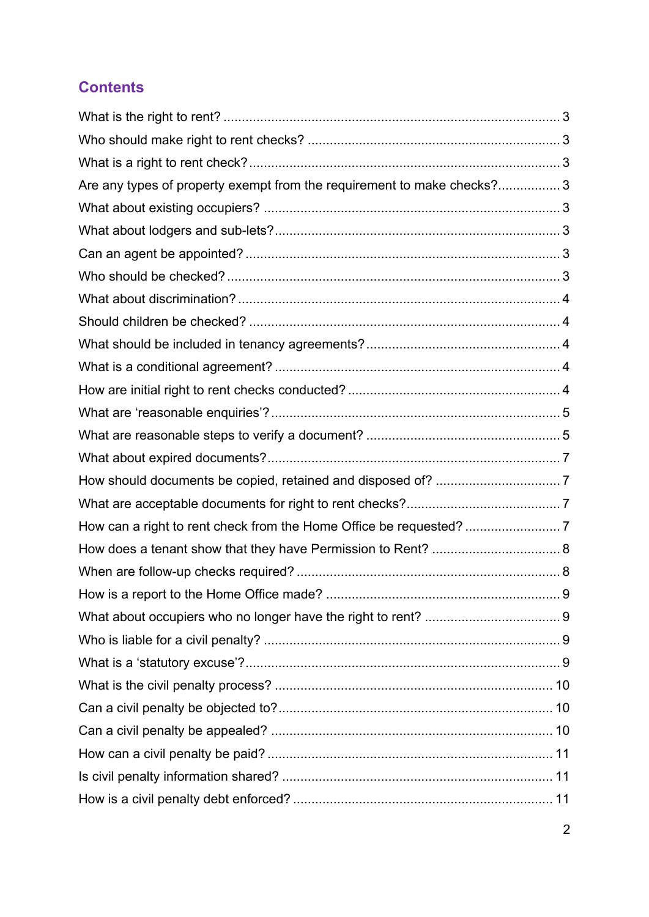## Contents

What is the right to rent? ... 3

Who should make right to rent checks? ... 3

What is a right to rent check? ... 3

Are any types of property exempt from the requirement to make checks? ... 3

What about existing occupiers? ... 3

What about lodgers and sub-lets? ... 3

Can an agent be appointed? ... 3

Who should be checked? ... 3

What about discrimination? ... 4

Should children be checked? ... 4

What should be included in tenancy agreements? ... 4

What is a conditional agreement? ... 4

How are initial right to rent checks conducted? ... 4

What are 'reasonable enquiries'? ... 5

What are reasonable steps to verify a document? ... 5

What about expired documents? ... 7

How should documents be copied, retained and disposed of? ... 7

What are acceptable documents for right to rent checks? ... 7

How can a right to rent check from the Home Office be requested? ... 7

How does a tenant show that they have Permission to Rent? ... 8

When are follow-up checks required? ... 8

How is a report to the Home Office made? ... 9

What about occupiers who no longer have the right to rent? ... 9

Who is liable for a civil penalty? ... 9

What is a 'statutory excuse'? ... 9

What is the civil penalty process? ... 10

Can a civil penalty be objected to? ... 10

Can a civil penalty be appealed? ... 10

How can a civil penalty be paid? ... 11

Is civil penalty information shared? ... 11

How is a civil penalty debt enforced? ... 11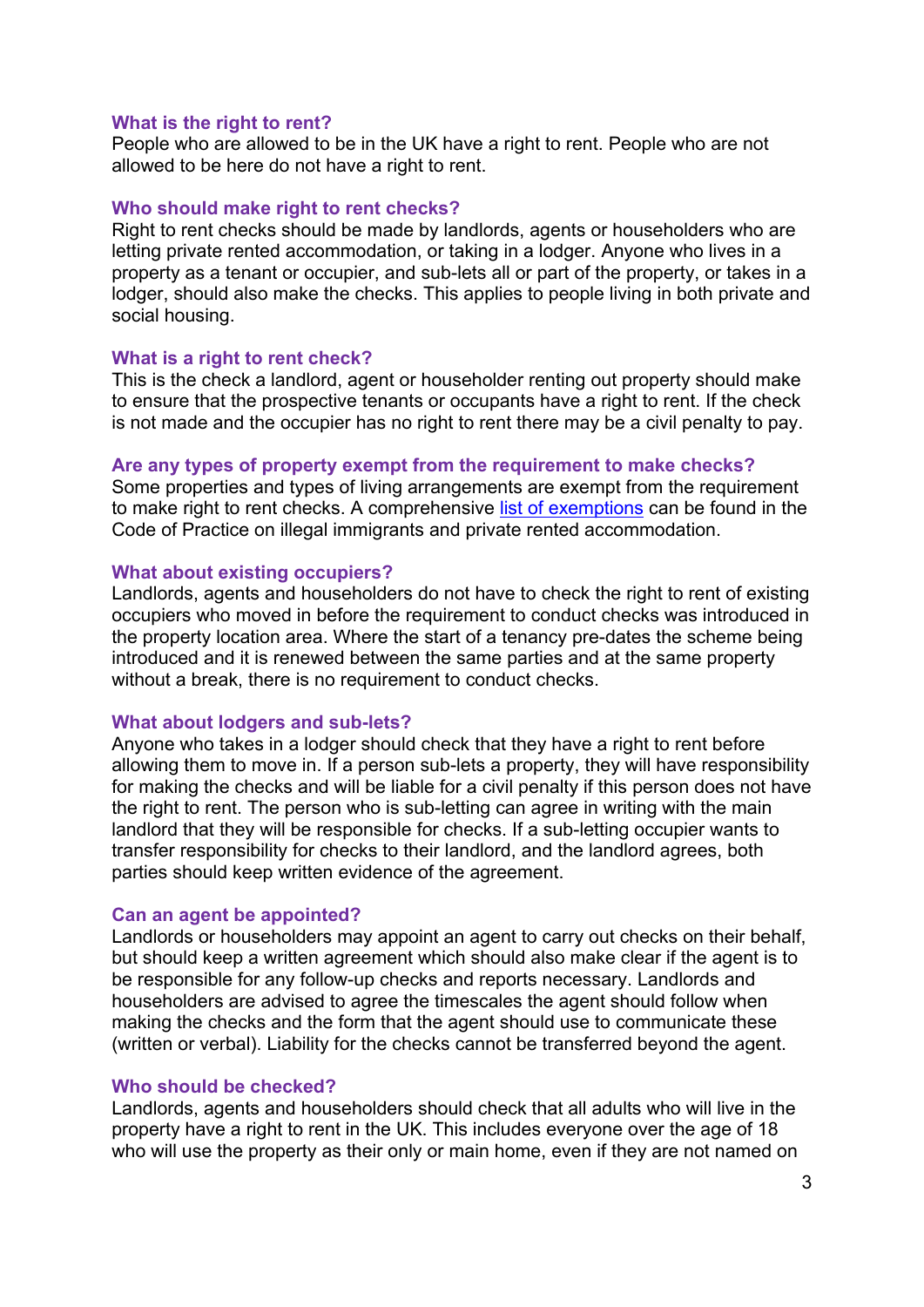### What is the right to rent?

People who are allowed to be in the UK have a right to rent. People who are not allowed to be here do not have a right to rent.

### Who should make right to rent checks?

Right to rent checks should be made by landlords, agents or householders who are letting private rented accommodation, or taking in a lodger. Anyone who lives in a property as a tenant or occupier, and sub-lets all or part of the property, or takes in a lodger, should also make the checks. This applies to people living in both private and social housing.

### What is a right to rent check?

This is the check a landlord, agent or householder renting out property should make to ensure that the prospective tenants or occupants have a right to rent. If the check is not made and the occupier has no right to rent there may be a civil penalty to pay.

### Are any types of property exempt from the requirement to make checks?

Some properties and types of living arrangements are exempt from the requirement to make right to rent checks. A comprehensive list of exemptions can be found in the Code of Practice on illegal immigrants and private rented accommodation.

### What about existing occupiers?

Landlords, agents and householders do not have to check the right to rent of existing occupiers who moved in before the requirement to conduct checks was introduced in the property location area. Where the start of a tenancy pre-dates the scheme being introduced and it is renewed between the same parties and at the same property without a break, there is no requirement to conduct checks.

### What about lodgers and sub-lets?

Anyone who takes in a lodger should check that they have a right to rent before allowing them to move in. If a person sub-lets a property, they will have responsibility for making the checks and will be liable for a civil penalty if this person does not have the right to rent. The person who is sub-letting can agree in writing with the main landlord that they will be responsible for checks. If a sub-letting occupier wants to transfer responsibility for checks to their landlord, and the landlord agrees, both parties should keep written evidence of the agreement.

### Can an agent be appointed?

Landlords or householders may appoint an agent to carry out checks on their behalf, but should keep a written agreement which should also make clear if the agent is to be responsible for any follow-up checks and reports necessary. Landlords and householders are advised to agree the timescales the agent should follow when making the checks and the form that the agent should use to communicate these (written or verbal). Liability for the checks cannot be transferred beyond the agent.

### Who should be checked?

Landlords, agents and householders should check that all adults who will live in the property have a right to rent in the UK. This includes everyone over the age of 18 who will use the property as their only or main home, even if they are not named on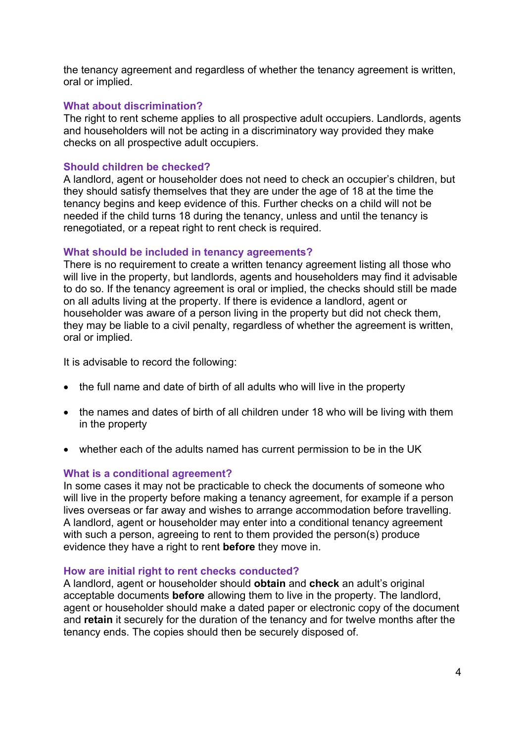the tenancy agreement and regardless of whether the tenancy agreement is written, oral or implied.

### What about discrimination?

The right to rent scheme applies to all prospective adult occupiers. Landlords, agents and householders will not be acting in a discriminatory way provided they make checks on all prospective adult occupiers.

### Should children be checked?

A landlord, agent or householder does not need to check an occupier's children, but they should satisfy themselves that they are under the age of 18 at the time the tenancy begins and keep evidence of this. Further checks on a child will not be needed if the child turns 18 during the tenancy, unless and until the tenancy is renegotiated, or a repeat right to rent check is required.

### What should be included in tenancy agreements?

There is no requirement to create a written tenancy agreement listing all those who will live in the property, but landlords, agents and householders may find it advisable to do so. If the tenancy agreement is oral or implied, the checks should still be made on all adults living at the property. If there is evidence a landlord, agent or householder was aware of a person living in the property but did not check them, they may be liable to a civil penalty, regardless of whether the agreement is written, oral or implied.

It is advisable to record the following:

- the full name and date of birth of all adults who will live in the property
- the names and dates of birth of all children under 18 who will be living with them in the property
- whether each of the adults named has current permission to be in the UK

### What is a conditional agreement?

In some cases it may not be practicable to check the documents of someone who will live in the property before making a tenancy agreement, for example if a person lives overseas or far away and wishes to arrange accommodation before travelling. A landlord, agent or householder may enter into a conditional tenancy agreement with such a person, agreeing to rent to them provided the person(s) produce evidence they have a right to rent **before** they move in.

### How are initial right to rent checks conducted?

A landlord, agent or householder should **obtain** and **check** an adult's original acceptable documents **before** allowing them to live in the property. The landlord, agent or householder should make a dated paper or electronic copy of the document and **retain** it securely for the duration of the tenancy and for twelve months after the tenancy ends. The copies should then be securely disposed of.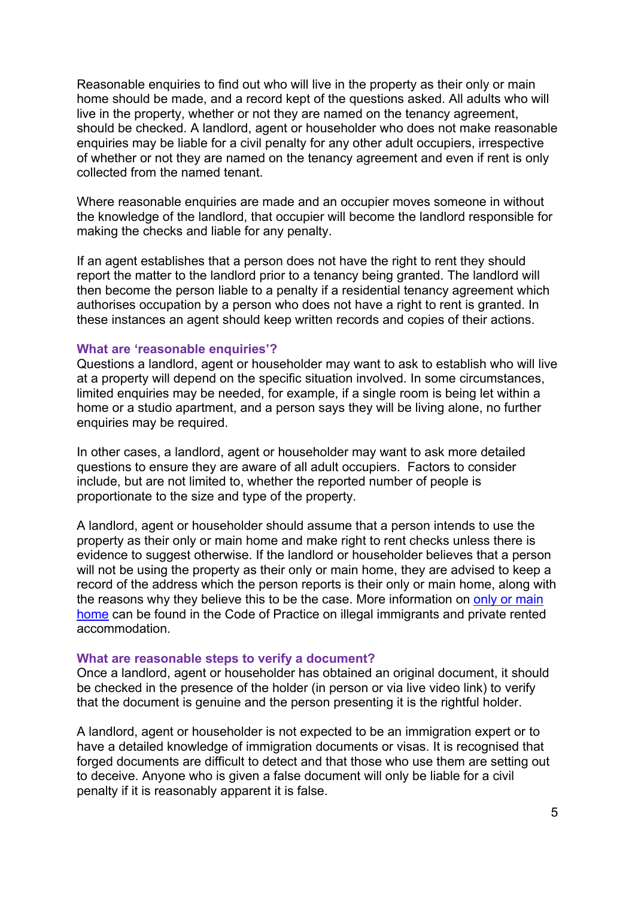Reasonable enquiries to find out who will live in the property as their only or main home should be made, and a record kept of the questions asked. All adults who will live in the property, whether or not they are named on the tenancy agreement, should be checked. A landlord, agent or householder who does not make reasonable enquiries may be liable for a civil penalty for any other adult occupiers, irrespective of whether or not they are named on the tenancy agreement and even if rent is only collected from the named tenant.

Where reasonable enquiries are made and an occupier moves someone in without the knowledge of the landlord, that occupier will become the landlord responsible for making the checks and liable for any penalty.

If an agent establishes that a person does not have the right to rent they should report the matter to the landlord prior to a tenancy being granted. The landlord will then become the person liable to a penalty if a residential tenancy agreement which authorises occupation by a person who does not have a right to rent is granted. In these instances an agent should keep written records and copies of their actions.

### What are 'reasonable enquiries'?

Questions a landlord, agent or householder may want to ask to establish who will live at a property will depend on the specific situation involved. In some circumstances, limited enquiries may be needed, for example, if a single room is being let within a home or a studio apartment, and a person says they will be living alone, no further enquiries may be required.

In other cases, a landlord, agent or householder may want to ask more detailed questions to ensure they are aware of all adult occupiers. Factors to consider include, but are not limited to, whether the reported number of people is proportionate to the size and type of the property.

A landlord, agent or householder should assume that a person intends to use the property as their only or main home and make right to rent checks unless there is evidence to suggest otherwise. If the landlord or householder believes that a person will not be using the property as their only or main home, they are advised to keep a record of the address which the person reports is their only or main home, along with the reasons why they believe this to be the case. More information on only or main home can be found in the Code of Practice on illegal immigrants and private rented accommodation.

### What are reasonable steps to verify a document?

Once a landlord, agent or householder has obtained an original document, it should be checked in the presence of the holder (in person or via live video link) to verify that the document is genuine and the person presenting it is the rightful holder.

A landlord, agent or householder is not expected to be an immigration expert or to have a detailed knowledge of immigration documents or visas. It is recognised that forged documents are difficult to detect and that those who use them are setting out to deceive. Anyone who is given a false document will only be liable for a civil penalty if it is reasonably apparent it is false.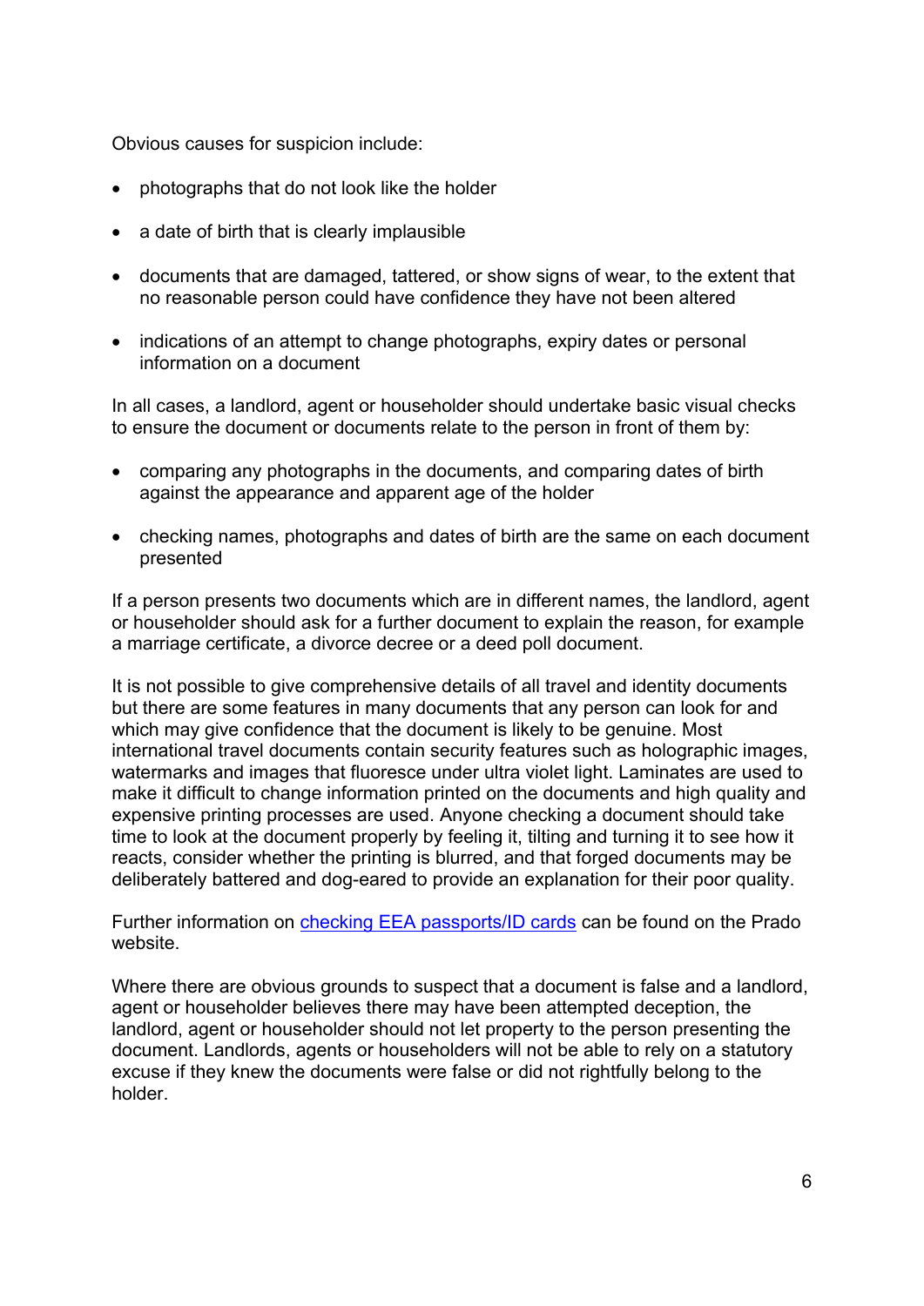Obvious causes for suspicion include:

- photographs that do not look like the holder
- a date of birth that is clearly implausible
- documents that are damaged, tattered, or show signs of wear, to the extent that no reasonable person could have confidence they have not been altered
- indications of an attempt to change photographs, expiry dates or personal information on a document

In all cases, a landlord, agent or householder should undertake basic visual checks to ensure the document or documents relate to the person in front of them by:

- comparing any photographs in the documents, and comparing dates of birth against the appearance and apparent age of the holder
- checking names, photographs and dates of birth are the same on each document presented

If a person presents two documents which are in different names, the landlord, agent or householder should ask for a further document to explain the reason, for example a marriage certificate, a divorce decree or a deed poll document.

It is not possible to give comprehensive details of all travel and identity documents but there are some features in many documents that any person can look for and which may give confidence that the document is likely to be genuine. Most international travel documents contain security features such as holographic images, watermarks and images that fluoresce under ultra violet light. Laminates are used to make it difficult to change information printed on the documents and high quality and expensive printing processes are used. Anyone checking a document should take time to look at the document properly by feeling it, tilting and turning it to see how it reacts, consider whether the printing is blurred, and that forged documents may be deliberately battered and dog-eared to provide an explanation for their poor quality.

Further information on checking EEA passports/ID cards can be found on the Prado website.

Where there are obvious grounds to suspect that a document is false and a landlord, agent or householder believes there may have been attempted deception, the landlord, agent or householder should not let property to the person presenting the document. Landlords, agents or householders will not be able to rely on a statutory excuse if they knew the documents were false or did not rightfully belong to the holder.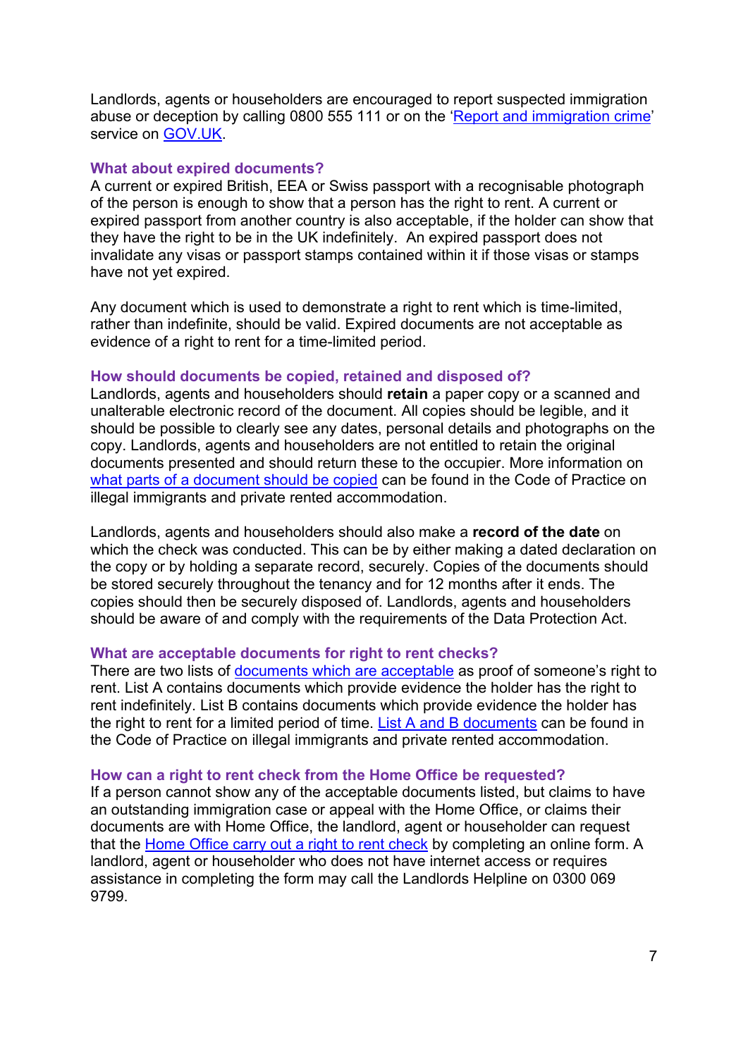Landlords, agents or householders are encouraged to report suspected immigration abuse or deception by calling 0800 555 111 or on the '[Report and immigration crime](#)' service on [GOV.UK](#).

## What about expired documents?

A current or expired British, EEA or Swiss passport with a recognisable photograph of the person is enough to show that a person has the right to rent. A current or expired passport from another country is also acceptable, if the holder can show that they have the right to be in the UK indefinitely. An expired passport does not invalidate any visas or passport stamps contained within it if those visas or stamps have not yet expired.

Any document which is used to demonstrate a right to rent which is time-limited, rather than indefinite, should be valid. Expired documents are not acceptable as evidence of a right to rent for a time-limited period.

## How should documents be copied, retained and disposed of?

Landlords, agents and householders should **retain** a paper copy or a scanned and unalterable electronic record of the document. All copies should be legible, and it should be possible to clearly see any dates, personal details and photographs on the copy. Landlords, agents and householders are not entitled to retain the original documents presented and should return these to the occupier. More information on [what parts of a document should be copied](#) can be found in the Code of Practice on illegal immigrants and private rented accommodation.

Landlords, agents and householders should also make a **record of the date** on which the check was conducted. This can be by either making a dated declaration on the copy or by holding a separate record, securely. Copies of the documents should be stored securely throughout the tenancy and for 12 months after it ends. The copies should then be securely disposed of. Landlords, agents and householders should be aware of and comply with the requirements of the Data Protection Act.

## What are acceptable documents for right to rent checks?

There are two lists of [documents which are acceptable](#) as proof of someone's right to rent. List A contains documents which provide evidence the holder has the right to rent indefinitely. List B contains documents which provide evidence the holder has the right to rent for a limited period of time. [List A and B documents](#) can be found in the Code of Practice on illegal immigrants and private rented accommodation.

## How can a right to rent check from the Home Office be requested?

If a person cannot show any of the acceptable documents listed, but claims to have an outstanding immigration case or appeal with the Home Office, or claims their documents are with Home Office, the landlord, agent or householder can request that the [Home Office carry out a right to rent check](#) by completing an online form. A landlord, agent or householder who does not have internet access or requires assistance in completing the form may call the Landlords Helpline on 0300 069 9799.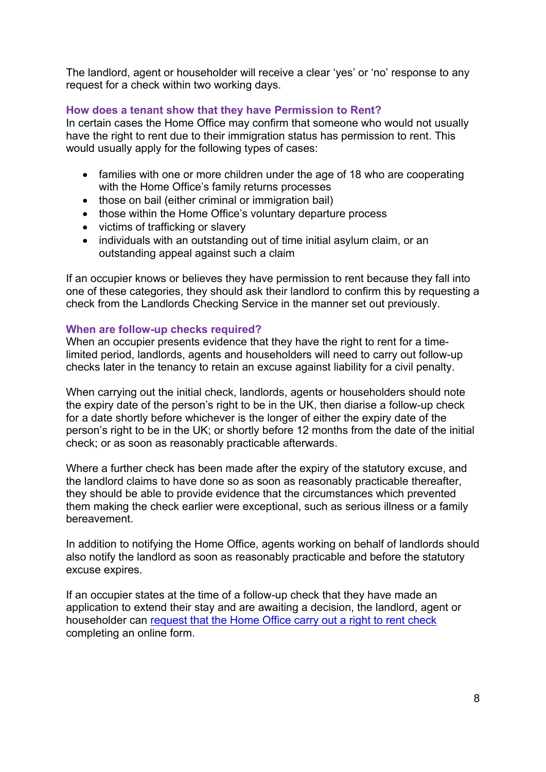The landlord, agent or householder will receive a clear 'yes' or 'no' response to any request for a check within two working days.

### How does a tenant show that they have Permission to Rent?

In certain cases the Home Office may confirm that someone who would not usually have the right to rent due to their immigration status has permission to rent. This would usually apply for the following types of cases:

- families with one or more children under the age of 18 who are cooperating with the Home Office's family returns processes
- those on bail (either criminal or immigration bail)
- those within the Home Office's voluntary departure process
- victims of trafficking or slavery
- individuals with an outstanding out of time initial asylum claim, or an outstanding appeal against such a claim

If an occupier knows or believes they have permission to rent because they fall into one of these categories, they should ask their landlord to confirm this by requesting a check from the Landlords Checking Service in the manner set out previously.

### When are follow-up checks required?

When an occupier presents evidence that they have the right to rent for a time-limited period, landlords, agents and householders will need to carry out follow-up checks later in the tenancy to retain an excuse against liability for a civil penalty.

When carrying out the initial check, landlords, agents or householders should note the expiry date of the person's right to be in the UK, then diarise a follow-up check for a date shortly before whichever is the longer of either the expiry date of the person's right to be in the UK; or shortly before 12 months from the date of the initial check; or as soon as reasonably practicable afterwards.

Where a further check has been made after the expiry of the statutory excuse, and the landlord claims to have done so as soon as reasonably practicable thereafter, they should be able to provide evidence that the circumstances which prevented them making the check earlier were exceptional, such as serious illness or a family bereavement.

In addition to notifying the Home Office, agents working on behalf of landlords should also notify the landlord as soon as reasonably practicable and before the statutory excuse expires.

If an occupier states at the time of a follow-up check that they have made an application to extend their stay and are awaiting a decision, the landlord, agent or householder can [request that the Home Office carry out a right to rent check]() completing an online form.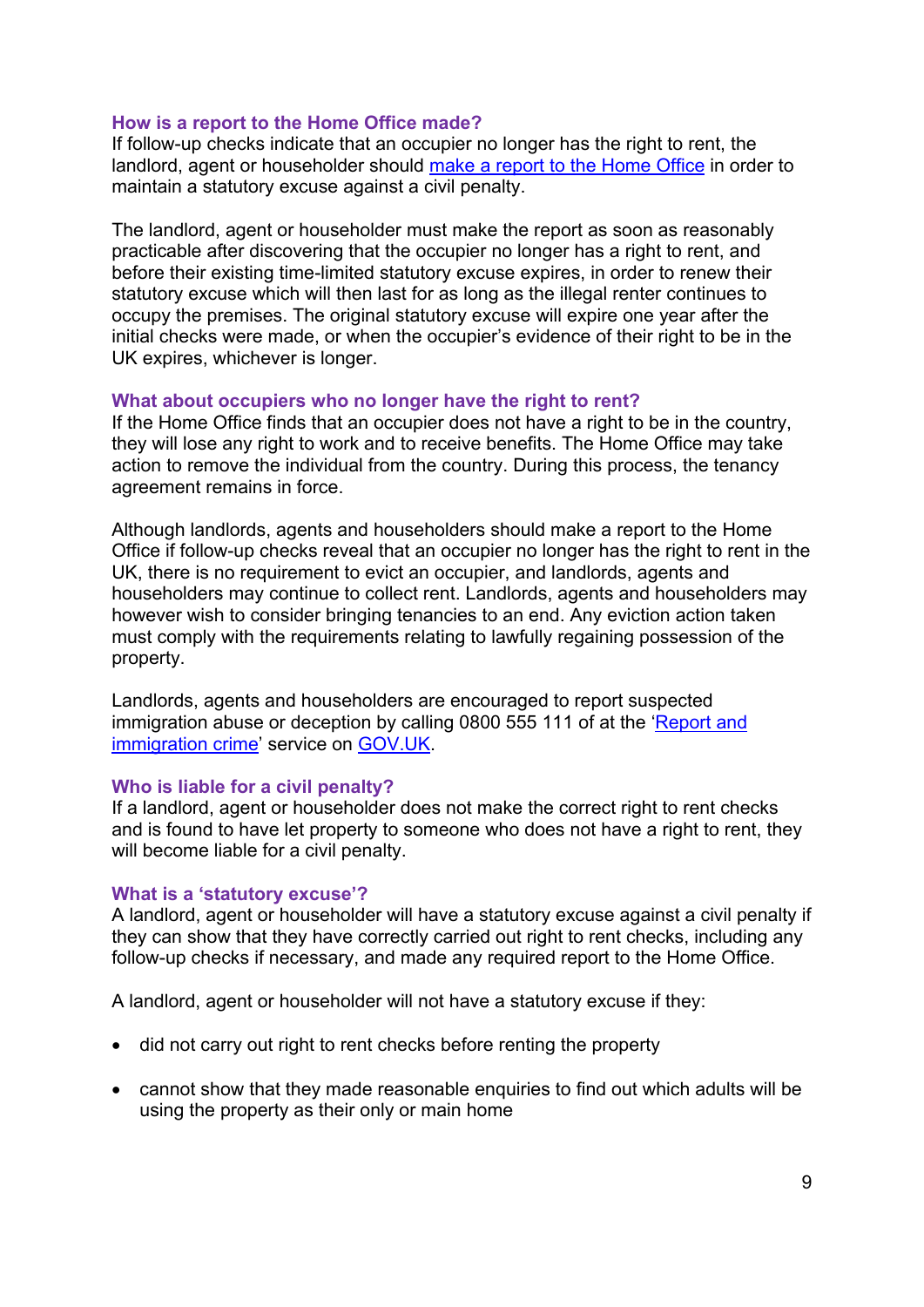### How is a report to the Home Office made?

If follow-up checks indicate that an occupier no longer has the right to rent, the landlord, agent or householder should [make a report to the Home Office](#) in order to maintain a statutory excuse against a civil penalty.

The landlord, agent or householder must make the report as soon as reasonably practicable after discovering that the occupier no longer has a right to rent, and before their existing time-limited statutory excuse expires, in order to renew their statutory excuse which will then last for as long as the illegal renter continues to occupy the premises. The original statutory excuse will expire one year after the initial checks were made, or when the occupier's evidence of their right to be in the UK expires, whichever is longer.

### What about occupiers who no longer have the right to rent?

If the Home Office finds that an occupier does not have a right to be in the country, they will lose any right to work and to receive benefits. The Home Office may take action to remove the individual from the country. During this process, the tenancy agreement remains in force.

Although landlords, agents and householders should make a report to the Home Office if follow-up checks reveal that an occupier no longer has the right to rent in the UK, there is no requirement to evict an occupier, and landlords, agents and householders may continue to collect rent. Landlords, agents and householders may however wish to consider bringing tenancies to an end. Any eviction action taken must comply with the requirements relating to lawfully regaining possession of the property.

Landlords, agents and householders are encouraged to report suspected immigration abuse or deception by calling 0800 555 111 of at the '[Report and immigration crime](#)' service on [GOV.UK](#).

### Who is liable for a civil penalty?

If a landlord, agent or householder does not make the correct right to rent checks and is found to have let property to someone who does not have a right to rent, they will become liable for a civil penalty.

### What is a 'statutory excuse'?

A landlord, agent or householder will have a statutory excuse against a civil penalty if they can show that they have correctly carried out right to rent checks, including any follow-up checks if necessary, and made any required report to the Home Office.

A landlord, agent or householder will not have a statutory excuse if they:

- did not carry out right to rent checks before renting the property
- cannot show that they made reasonable enquiries to find out which adults will be using the property as their only or main home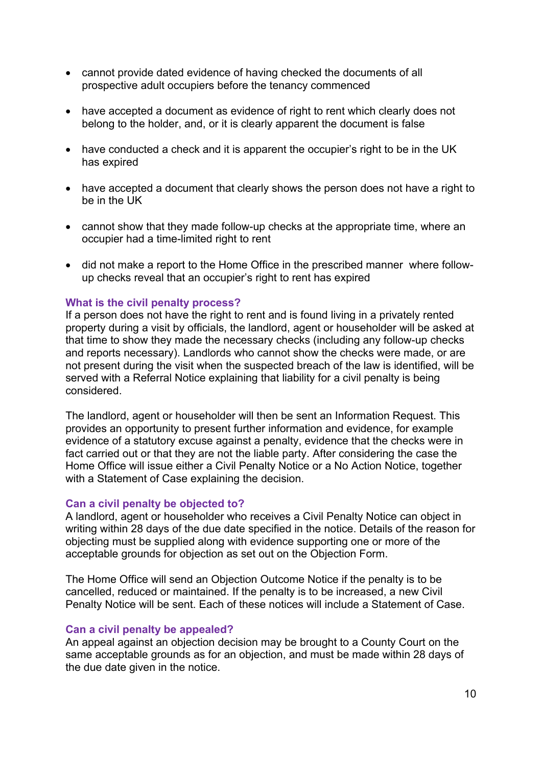- cannot provide dated evidence of having checked the documents of all prospective adult occupiers before the tenancy commenced
- have accepted a document as evidence of right to rent which clearly does not belong to the holder, and, or it is clearly apparent the document is false
- have conducted a check and it is apparent the occupier's right to be in the UK has expired
- have accepted a document that clearly shows the person does not have a right to be in the UK
- cannot show that they made follow-up checks at the appropriate time, where an occupier had a time-limited right to rent
- did not make a report to the Home Office in the prescribed manner where follow-up checks reveal that an occupier's right to rent has expired

### What is the civil penalty process?

If a person does not have the right to rent and is found living in a privately rented property during a visit by officials, the landlord, agent or householder will be asked at that time to show they made the necessary checks (including any follow-up checks and reports necessary). Landlords who cannot show the checks were made, or are not present during the visit when the suspected breach of the law is identified, will be served with a Referral Notice explaining that liability for a civil penalty is being considered.

The landlord, agent or householder will then be sent an Information Request. This provides an opportunity to present further information and evidence, for example evidence of a statutory excuse against a penalty, evidence that the checks were in fact carried out or that they are not the liable party. After considering the case the Home Office will issue either a Civil Penalty Notice or a No Action Notice, together with a Statement of Case explaining the decision.

### Can a civil penalty be objected to?

A landlord, agent or householder who receives a Civil Penalty Notice can object in writing within 28 days of the due date specified in the notice. Details of the reason for objecting must be supplied along with evidence supporting one or more of the acceptable grounds for objection as set out on the Objection Form.

The Home Office will send an Objection Outcome Notice if the penalty is to be cancelled, reduced or maintained. If the penalty is to be increased, a new Civil Penalty Notice will be sent. Each of these notices will include a Statement of Case.

### Can a civil penalty be appealed?

An appeal against an objection decision may be brought to a County Court on the same acceptable grounds as for an objection, and must be made within 28 days of the due date given in the notice.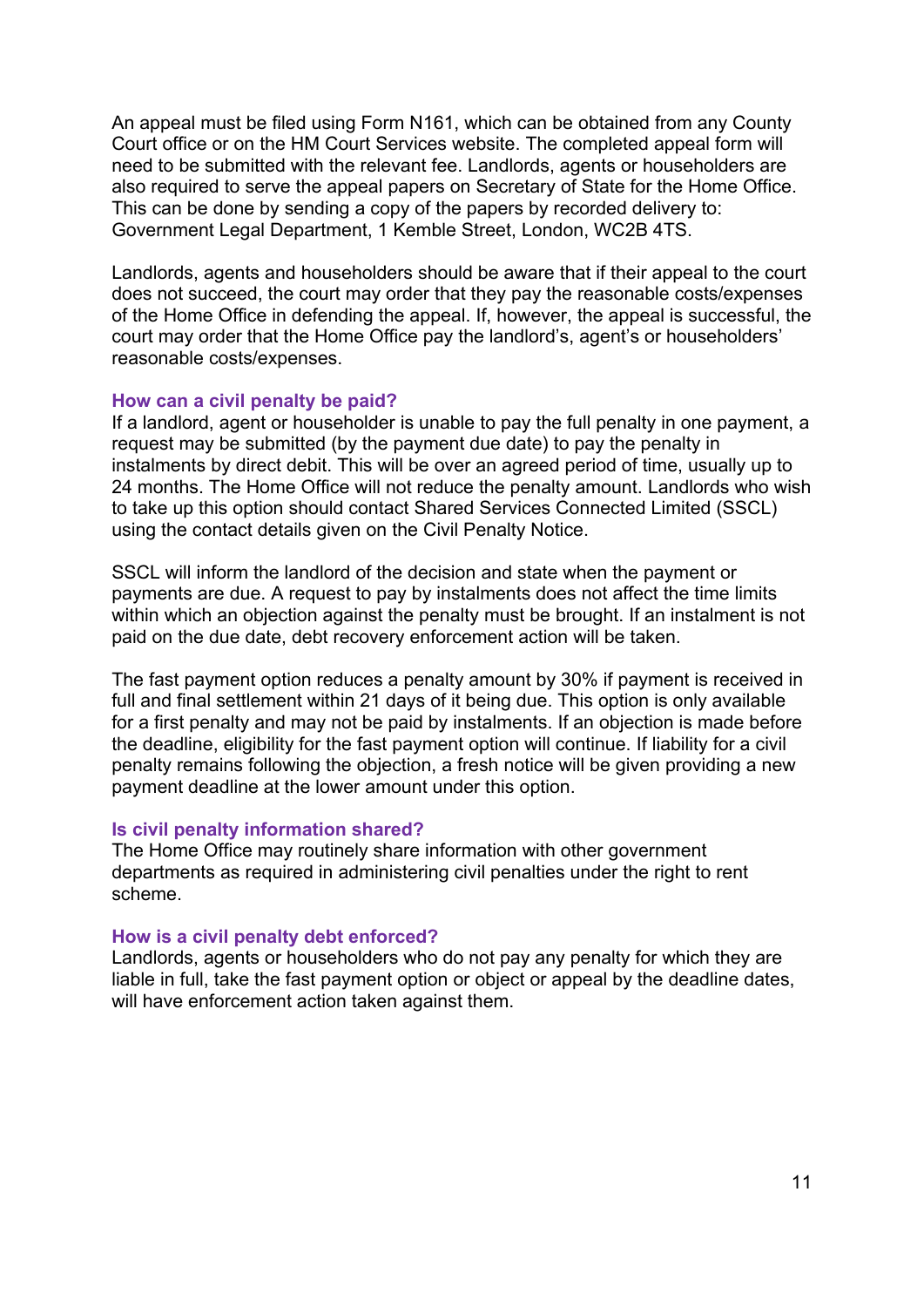An appeal must be filed using Form N161, which can be obtained from any County Court office or on the HM Court Services website. The completed appeal form will need to be submitted with the relevant fee. Landlords, agents or householders are also required to serve the appeal papers on Secretary of State for the Home Office. This can be done by sending a copy of the papers by recorded delivery to: Government Legal Department, 1 Kemble Street, London, WC2B 4TS.

Landlords, agents and householders should be aware that if their appeal to the court does not succeed, the court may order that they pay the reasonable costs/expenses of the Home Office in defending the appeal. If, however, the appeal is successful, the court may order that the Home Office pay the landlord's, agent's or householders' reasonable costs/expenses.

### How can a civil penalty be paid?

If a landlord, agent or householder is unable to pay the full penalty in one payment, a request may be submitted (by the payment due date) to pay the penalty in instalments by direct debit. This will be over an agreed period of time, usually up to 24 months. The Home Office will not reduce the penalty amount. Landlords who wish to take up this option should contact Shared Services Connected Limited (SSCL) using the contact details given on the Civil Penalty Notice.

SSCL will inform the landlord of the decision and state when the payment or payments are due. A request to pay by instalments does not affect the time limits within which an objection against the penalty must be brought. If an instalment is not paid on the due date, debt recovery enforcement action will be taken.

The fast payment option reduces a penalty amount by 30% if payment is received in full and final settlement within 21 days of it being due. This option is only available for a first penalty and may not be paid by instalments. If an objection is made before the deadline, eligibility for the fast payment option will continue. If liability for a civil penalty remains following the objection, a fresh notice will be given providing a new payment deadline at the lower amount under this option.

### Is civil penalty information shared?

The Home Office may routinely share information with other government departments as required in administering civil penalties under the right to rent scheme.

### How is a civil penalty debt enforced?

Landlords, agents or householders who do not pay any penalty for which they are liable in full, take the fast payment option or object or appeal by the deadline dates, will have enforcement action taken against them.